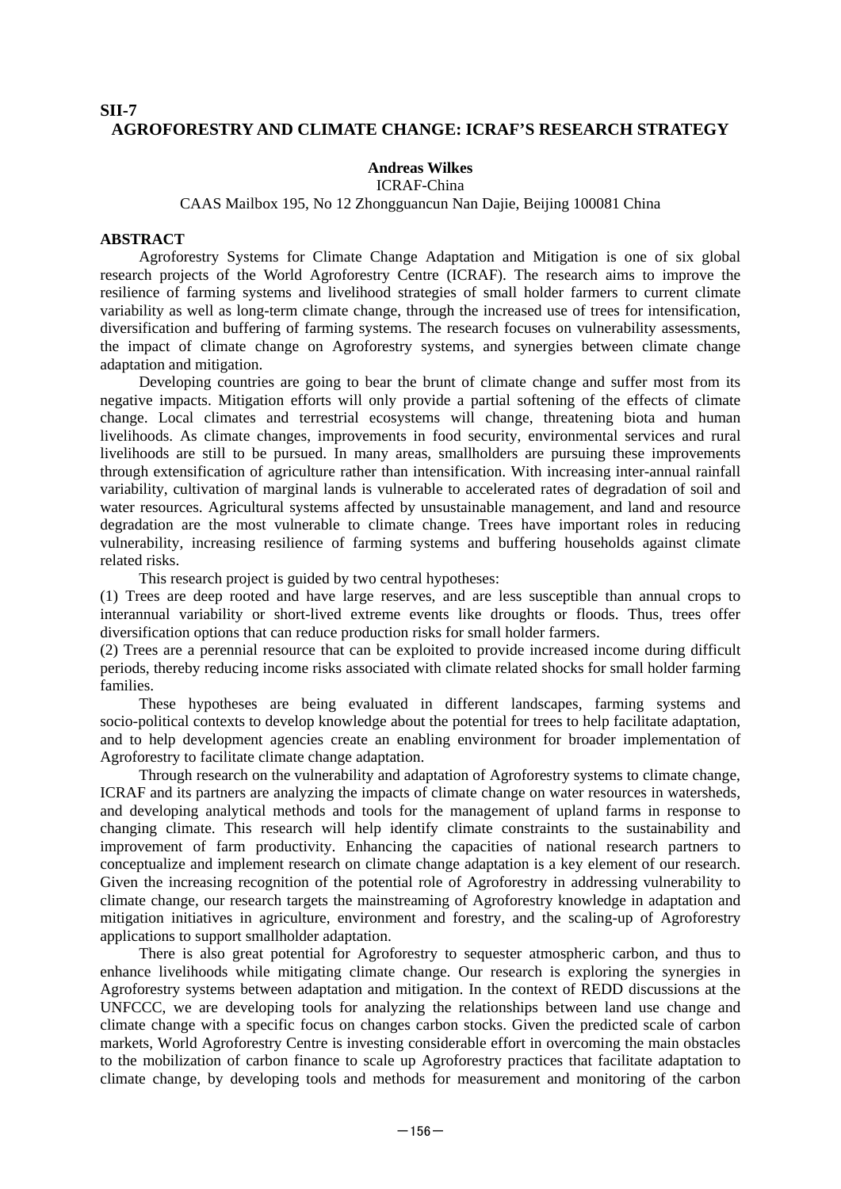**SII-7**

# AGROFORESTRY AND CLIMATE CHANGE: ICRAF'S RESEARCH STRATEGY

**Andreas Wilkes**

ICRAF-China

CAAS Mailbox 195, No 12 Zhongguancun Nan Dajie, Beijing 100081 China

## ABSTRACT

Agroforestry Systems for Climate Change Adaptation and Mitigation is one of six global research projects of the World Agroforestry Centre (ICRAF). The research aims to improve the resilience of farming systems and livelihood strategies of small holder farmers to current climate variability as well as long-term climate change, through the increased use of trees for intensification, diversification and buffering of farming systems. The research focuses on vulnerability assessments, the impact of climate change on Agroforestry systems, and synergies between climate change adaptation and mitigation.

Developing countries are going to bear the brunt of climate change and suffer most from its negative impacts. Mitigation efforts will only provide a partial softening of the effects of climate change. Local climates and terrestrial ecosystems will change, threatening biota and human livelihoods. As climate changes, improvements in food security, environmental services and rural livelihoods are still to be pursued. In many areas, smallholders are pursuing these improvements through extensification of agriculture rather than intensification. With increasing inter-annual rainfall variability, cultivation of marginal lands is vulnerable to accelerated rates of degradation of soil and water resources. Agricultural systems affected by unsustainable management, and land and resource degradation are the most vulnerable to climate change. Trees have important roles in reducing vulnerability, increasing resilience of farming systems and buffering households against climate related risks.

This research project is guided by two central hypotheses:

(1) Trees are deep rooted and have large reserves, and are less susceptible than annual crops to interannual variability or short-lived extreme events like droughts or floods. Thus, trees offer diversification options that can reduce production risks for small holder farmers.

(2) Trees are a perennial resource that can be exploited to provide increased income during difficult periods, thereby reducing income risks associated with climate related shocks for small holder farming families.

These hypotheses are being evaluated in different landscapes, farming systems and socio-political contexts to develop knowledge about the potential for trees to help facilitate adaptation, and to help development agencies create an enabling environment for broader implementation of Agroforestry to facilitate climate change adaptation.

Through research on the vulnerability and adaptation of Agroforestry systems to climate change, ICRAF and its partners are analyzing the impacts of climate change on water resources in watersheds, and developing analytical methods and tools for the management of upland farms in response to changing climate. This research will help identify climate constraints to the sustainability and improvement of farm productivity. Enhancing the capacities of national research partners to conceptualize and implement research on climate change adaptation is a key element of our research. Given the increasing recognition of the potential role of Agroforestry in addressing vulnerability to climate change, our research targets the mainstreaming of Agroforestry knowledge in adaptation and mitigation initiatives in agriculture, environment and forestry, and the scaling-up of Agroforestry applications to support smallholder adaptation.

There is also great potential for Agroforestry to sequester atmospheric carbon, and thus to enhance livelihoods while mitigating climate change. Our research is exploring the synergies in Agroforestry systems between adaptation and mitigation. In the context of REDD discussions at the UNFCCC, we are developing tools for analyzing the relationships between land use change and climate change with a specific focus on changes carbon stocks. Given the predicted scale of carbon markets, World Agroforestry Centre is investing considerable effort in overcoming the main obstacles to the mobilization of carbon finance to scale up Agroforestry practices that facilitate adaptation to climate change, by developing tools and methods for measurement and monitoring of the carbon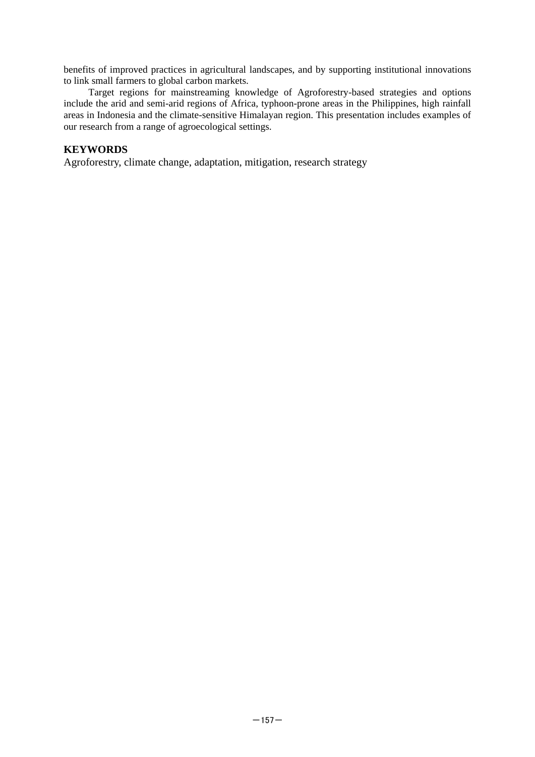benefits of improved practices in agricultural landscapes, and by supporting institutional innovations to link small farmers to global carbon markets.

Target regions for mainstreaming knowledge of Agroforestry-based strategies and options include the arid and semi-arid regions of Africa, typhoon-prone areas in the Philippines, high rainfall areas in Indonesia and the climate-sensitive Himalayan region. This presentation includes examples of our research from a range of agroecological settings.

## KEYWORDS

Agroforestry, climate change, adaptation, mitigation, research strategy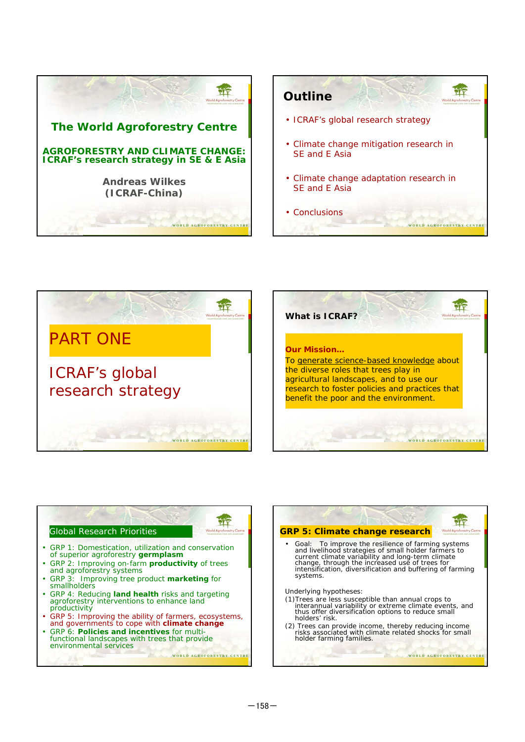## The World Agroforestry Centre

**AGROFORESTRY AND CLIMATE CHANGE: ICRAF's research strategy in SE & E Asia**

**Andreas Wilkes (ICRAF-China)**

## Outline

- ICRAF's global research strategy
- Climate change mitigation research in SE and E Asia
- Climate change adaptation research in SE and E Asia
- Conclusions

## PART ONE

ICRAF's global research strategy

### What is ICRAF?

**Our Mission…**

To generate science-based knowledge about the diverse roles that trees play in agricultural landscapes, and to use our research to foster policies and practices that benefit the poor and the environment.

### Global Research Priorities

- GRP 1: Domestication, utilization and conservation of superior agroforestry **germplasm**
- GRP 2: Improving on-farm **productivity** of trees and agroforestry systems
- GRP 3: Improving tree product **marketing** for smallholders
- GRP 4: Reducing **land health** risks and targeting agroforestry interventions to enhance land productivity
- GRP 5: Improving the ability of farmers, ecosystems, and governments to cope with **climate change**
- GRP 6: **Policies and incentives** for multi-functional landscapes with trees that provide environmental services

### GRP 5: Climate change research

- Goal: To improve the resilience of farming systems and livelihood strategies of small holder farmers to current climate variability and long-term climate change, through the increased use of trees for intensification, diversification and buffering of farming systems.

Underlying hypotheses:

(1) Trees are less susceptible than annual crops to interannual variability or extreme climate events, and thus offer diversification options to reduce small holders' risk.

(2) Trees can provide income, thereby reducing income risks associated with climate related shocks for small holder farming families.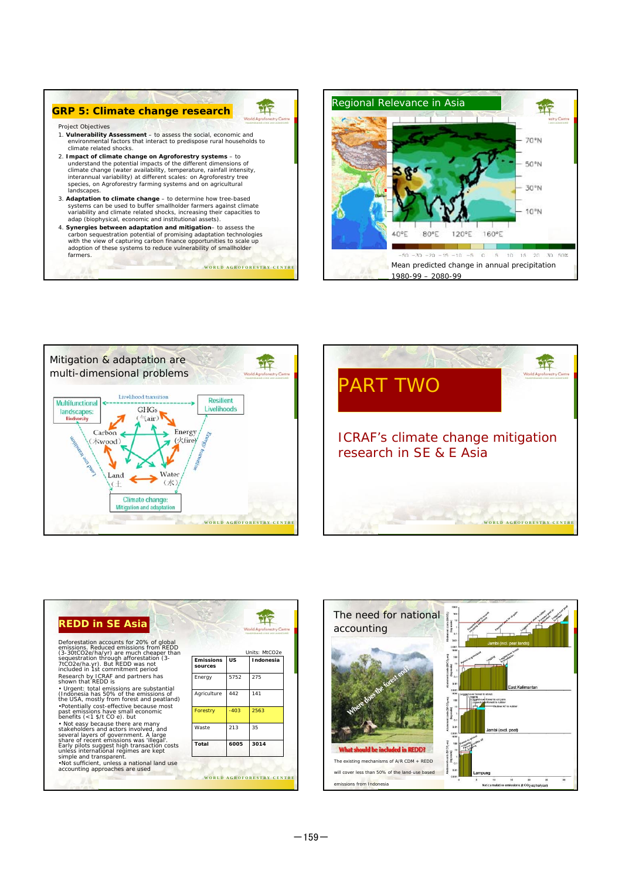## GRP 5: Climate change research

Project Objectives

1. **Vulnerability Assessment** – to assess the social, economic and environmental factors that interact to predispose rural households to climate related shocks.
2. **Impact of climate change on Agroforestry systems** – to understand the potential impacts of the different dimensions of climate change (water availability, temperature, rainfall intensity, interannual variability) at different scales: on Agroforestry tree species, on Agroforestry farming systems and on agricultural landscapes.
3. **Adaptation to climate change** – to determine how tree-based systems can be used to buffer smallholder farmers against climate variability and climate related shocks, increasing their capacities to adap (biophysical, economic and institutional assets).
4. **Synergies between adaptation and mitigation**– to assess the carbon sequestration potential of promising adaptation technologies with the view of capturing carbon finance opportunities to scale up adoption of these systems to reduce vulnerability of smallholder farmers.

## Regional Relevance in Asia

Mean predicted change in annual precipitation 1980-99 – 2080-99

## Mitigation & adaptation are multi-dimensional problems

## PART TWO

ICRAF's climate change mitigation research in SE & E Asia

## REDD in SE Asia

Deforestation accounts for 20% of global emissions. Reduced emissions from REDD (3-30tCO2e/ha/yr) are much cheaper than sequestration through afforestation (3-7tCO2e/ha/yr). But REDD was not included in 1st commitment period

Research by ICRAF and partners has shown that REDD is

- Urgent: total emissions are substantial (Indonesia has 50% of the emissions of the USA, mostly from forest and peatland)
- Potentially cost-effective because most past emissions have small economic benefits (<1 $/t CO e). but
- Not easy because there are many stakeholders and actors involved, and several layers of government. A large share of recent emissions was 'illegal'. Early pilots suggest high transaction costs unless international regimes are kept simple and transparent.
- Not sufficient, unless a national land use accounting approaches are used

Units: MtCO2e

| Emissions sources | US | Indonesia |
|---|---|---|
| Energy | 5752 | 275 |
| Agriculture | 442 | 141 |
| Forestry | -403 | 2563 |
| Waste | 213 | 35 |
| **Total** | **6005** | **3014** |

## The need for national accounting

What should be included in REDD?

The existing mechanisms of A/R CDM + REDD will cover less than 50% of the land-use based emissions from Indonesia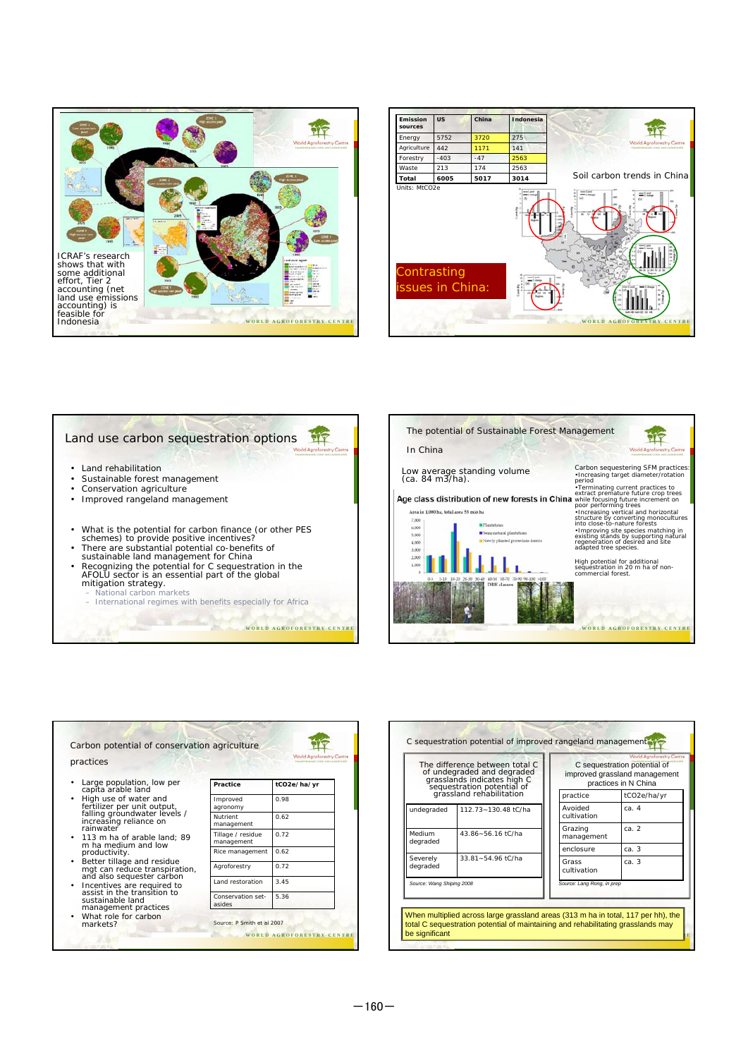ICRAF's research shows that with some additional effort, Tier 2 accounting (net land use emissions accounting) is feasible for Indonesia

| Emission sources | US | China | Indonesia |
|---|---|---|---|
| Energy | 5752 | 3720 | 275 |
| Agriculture | 442 | 1171 | 141 |
| Forestry | -403 | -47 | 2563 |
| Waste | 213 | 174 | 2563 |
| Total | 6005 | 5017 | 3014 |

Units: MtCO2e

Soil carbon trends in China

Contrasting issues in China:

## Land use carbon sequestration options

- Land rehabilitation
- Sustainable forest management
- Conservation agriculture
- Improved rangeland management

- What is the potential for carbon finance (or other PES schemes) to provide positive incentives?
- There are substantial potential co-benefits of sustainable land management for China
- Recognizing the potential for C sequestration in the AFOLU sector is an essential part of the global mitigation strategy.
  - National carbon markets
  - International regimes with benefits especially for Africa

## The potential of Sustainable Forest Management In China

Low average standing volume (ca. 84 m3/ha).

Age class distribution of new forests in China

Carbon sequestering SFM practices:

- Increasing target diameter/rotation period
- Terminating current practices to extract premature future crop trees while focusing future increment on poor performing trees
- Increasing vertical and horizontal structure by converting monocultures into close-to-nature forests
- Improving site species matching in existing stands by supporting natural regeneration of desired and site adapted tree species.

High potential for additional sequestration in 20 m ha of non-commercial forest.

## Carbon potential of conservation agriculture practices

- Large population, low per capita arable land
- High use of water and fertilizer per unit output, falling groundwater levels / increasing reliance on rainwater
- 113 m ha of arable land; 89 m ha medium and low productivity.
- Better tillage and residue mgt can reduce transpiration, and also sequester carbon
- Incentives are required to assist in the transition to sustainable land management practices
- What role for carbon markets?

| Practice | tCO2e/ ha/ yr |
|---|---|
| Improved agronomy | 0.98 |
| Nutrient management | 0.62 |
| Tillage / residue management | 0.72 |
| Rice management | 0.62 |
| Agroforestry | 0.72 |
| Land restoration | 3.45 |
| Conservation set-asides | 5.36 |

Source: P Smith et al 2007

## C sequestration potential of improved rangeland management

The difference between total C of undegraded and degraded grasslands indicates high C sequestration potential of grassland rehabilitation

| | |
|---|---|
| undegraded | 112.73~130.48 tC/ha |
| Medium degraded | 43.86~56.16 tC/ha |
| Severely degraded | 33.81~54.96 tC/ha |

Source: Wang Shiping 2008

C sequestration potential of improved grassland management practices in N China

| practice | tCO2e/ha/yr |
|---|---|
| Avoided cultivation | ca. 4 |
| Grazing management | ca. 2 |
| enclosure | ca. 3 |
| Grass cultivation | ca. 3 |

Source: Lang Rong, in prep

When multiplied across large grassland areas (313 m ha in total, 117 per hh), the total C sequestration potential of maintaining and rehabilitating grasslands may be significant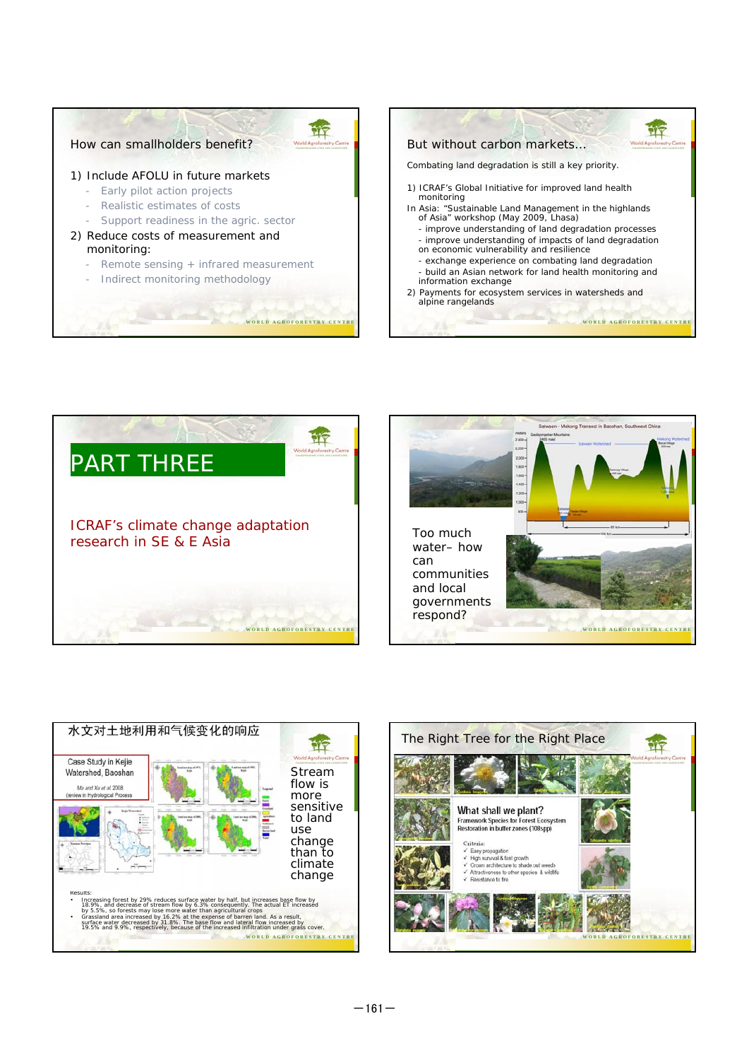## How can smallholders benefit?

1) Include AFOLU in future markets
   - Early pilot action projects
   - Realistic estimates of costs
   - Support readiness in the agric. sector
2) Reduce costs of measurement and monitoring:
   - Remote sensing + infrared measurement
   - Indirect monitoring methodology

## But without carbon markets...

Combating land degradation is still a key priority.

1) ICRAF's Global Initiative for improved land health monitoring

In Asia: "Sustainable Land Management in the highlands of Asia" workshop (May 2009, Lhasa)

- improve understanding of land degradation processes
- improve understanding of impacts of land degradation on economic vulnerability and resilience
- exchange experience on combating land degradation
- build an Asian network for land health monitoring and information exchange

2) Payments for ecosystem services in watersheds and alpine rangelands

# PART THREE

## ICRAF's climate change adaptation research in SE & E Asia

Salween - Mekong Transect in Baoshan, Southwest China

Too much water– how can communities and local governments respond?

## 水文对土地利用和气候变化的响应

Case Study in Kejie Watershed, Baoshan

Ma and Xu et al 2008 (review in Hydrological Process)

Stream flow is more sensitive to land use change than to climate change

Results:

- Increasing forest by 29% reduces surface water by half, but increases base flow by 18.9%, and decrease of stream flow by 6.3% consequently. The actual ET increased by 5.5%, so forests may lose more water than agricultural crops
- Grassland area increased by 16.2% at the expense of barren land. As a result, surface water decreased by 31.8%. The base flow and lateral flow increased by 19.5% and 9.9%, respectively, because of the increased infiltration under grass cover.

## The Right Tree for the Right Place

What shall we plant?

Framework Species for Forest Ecosystem Restoration in buffer zones (108spp)

Criteria:

- ✓ Easy propagation
- ✓ High survival & fast growth
- ✓ Crown architecture to shade out weeds
- ✓ Attractiveness to other species & wildlife
- ✓ Resistance to fire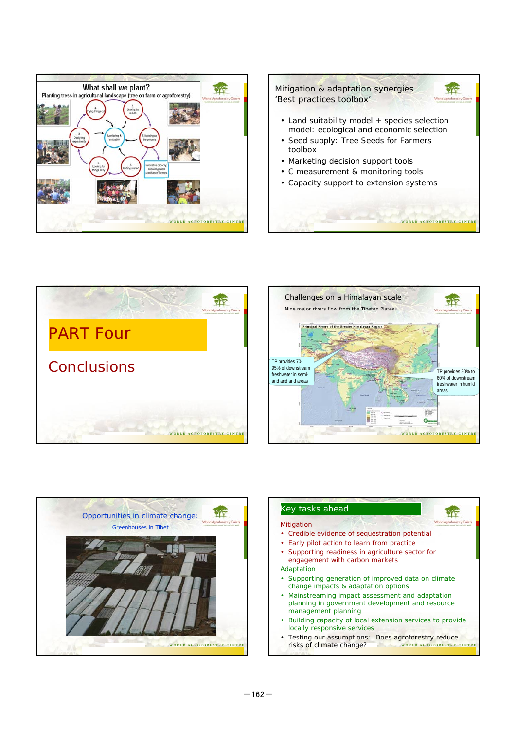## What shall we plant?

Planting tress in agricultural landscape (tree on farm or agroforestry)

1. Getting started
2. Looking for things to try
3. Designing experiments
4. Trying things out
5. Sharing the results
6. Keeping up the process

Monitoring & evaluation

Innovative capacity, knowledge and practices of farmers

## Mitigation & adaptation synergies 'Best practices toolbox'

- Land suitability model + species selection model: ecological and economic selection
- Seed supply: Tree Seeds for Farmers toolbox
- Marketing decision support tools
- C measurement & monitoring tools
- Capacity support to extension systems

# PART Four

# Conclusions

## Challenges on a Himalayan scale

Nine major rivers flow from the Tibetan Plateau

Principal Rivers of the Greater Himalayan Region

TP provides 70-95% of downstream freshwater in semi-arid and arid areas

TP provides 30% to 60% of downstream freshwater in humid areas

## Opportunities in climate change:

Greenhouses in Tibet

## Key tasks ahead

Mitigation

- Credible evidence of sequestration potential
- Early pilot action to learn from practice
- Supporting readiness in agriculture sector for engagement with carbon markets

Adaptation

- Supporting generation of improved data on climate change impacts & adaptation options
- Mainstreaming impact assessment and adaptation planning in government development and resource management planning
- Building capacity of local extension services to provide locally responsive services
- Testing our assumptions: Does agroforestry reduce risks of climate change?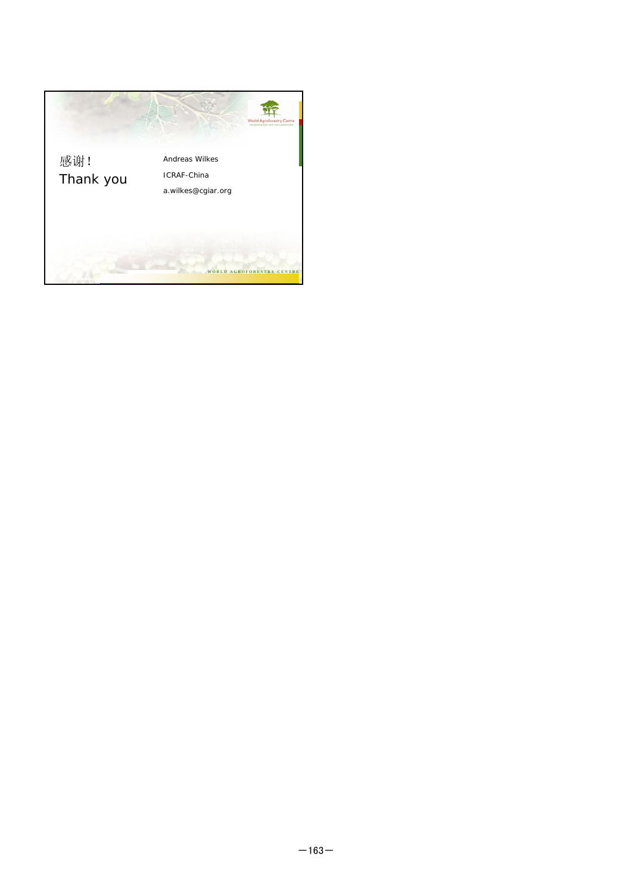感谢！
Thank you

Andreas Wilkes

ICRAF-China

a.wilkes@cgiar.org

World Agroforestry Centre

WORLD AGROFORESTRY CENTRE